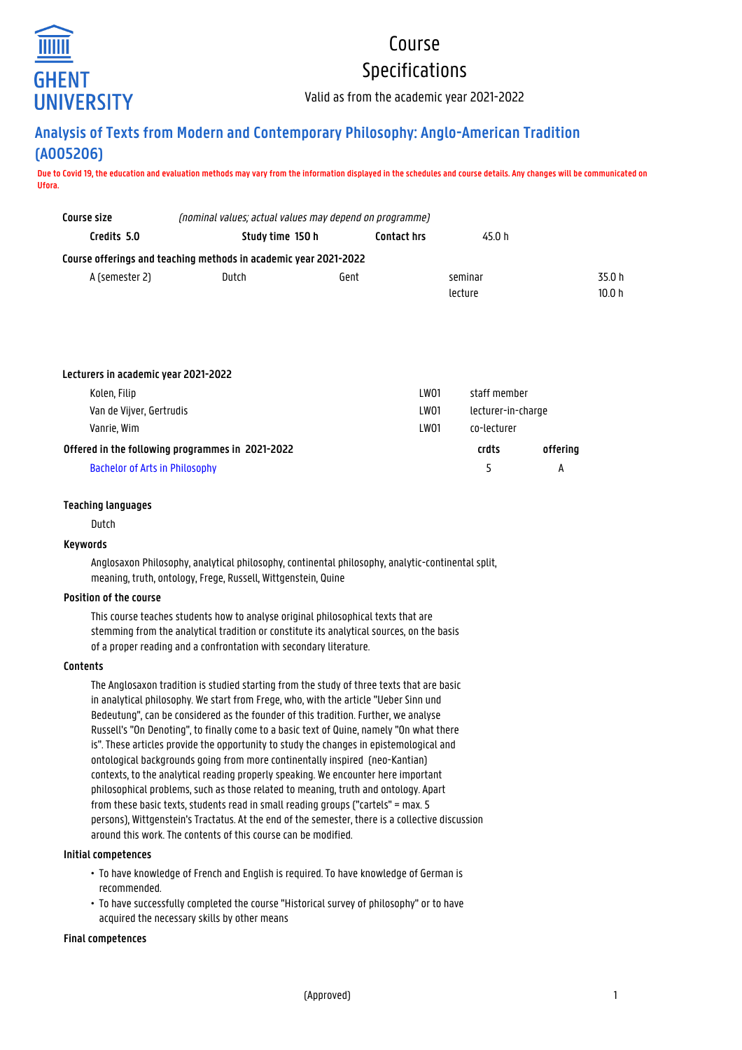# Course Specifications

Valid as from the academic year 2021-2022

## Analysis of Texts from Modern and Contemporary Philosophy: Anglo-American Tradition (A005206)

**Due to Covid 19, the education and evaluation methods may vary from the information displayed in the schedules and course details. Any changes will be communicated on Ufora.**

| Course size | *(nominal values; actual values may depend on programme)* | | |
|---|---|---|---|
| **Credits 5.0** | **Study time 150 h** | **Contact hrs** | 45.0 h |

**Course offerings and teaching methods in academic year 2021-2022**

| | | | | |
|---|---|---|---|---|
| A (semester 2) | Dutch | Gent | seminar | 35.0 h |
| | | | lecture | 10.0 h |

**Lecturers in academic year 2021-2022**

| | | |
|---|---|---|
| Kolen, Filip | LW01 | staff member |
| Van de Vijver, Gertrudis | LW01 | lecturer-in-charge |
| Vanrie, Wim | LW01 | co-lecturer |

| Offered in the following programmes in 2021-2022 | crdts | offering |
|---|---|---|
| Bachelor of Arts in Philosophy | 5 | A |

### Teaching languages

Dutch

### Keywords

Anglosaxon Philosophy, analytical philosophy, continental philosophy, analytic-continental split, meaning, truth, ontology, Frege, Russell, Wittgenstein, Quine

### Position of the course

This course teaches students how to analyse original philosophical texts that are stemming from the analytical tradition or constitute its analytical sources, on the basis of a proper reading and a confrontation with secondary literature.

### Contents

The Anglosaxon tradition is studied starting from the study of three texts that are basic in analytical philosophy. We start from Frege, who, with the article "Ueber Sinn und Bedeutung", can be considered as the founder of this tradition. Further, we analyse Russell's "On Denoting", to finally come to a basic text of Quine, namely "On what there is". These articles provide the opportunity to study the changes in epistemological and ontological backgrounds going from more continentally inspired (neo-Kantian) contexts, to the analytical reading properly speaking. We encounter here important philosophical problems, such as those related to meaning, truth and ontology. Apart from these basic texts, students read in small reading groups ("cartels" = max. 5 persons), Wittgenstein's Tractatus. At the end of the semester, there is a collective discussion around this work. The contents of this course can be modified.

### Initial competences

- To have knowledge of French and English is required. To have knowledge of German is recommended.
- To have successfully completed the course "Historical survey of philosophy" or to have acquired the necessary skills by other means

### Final competences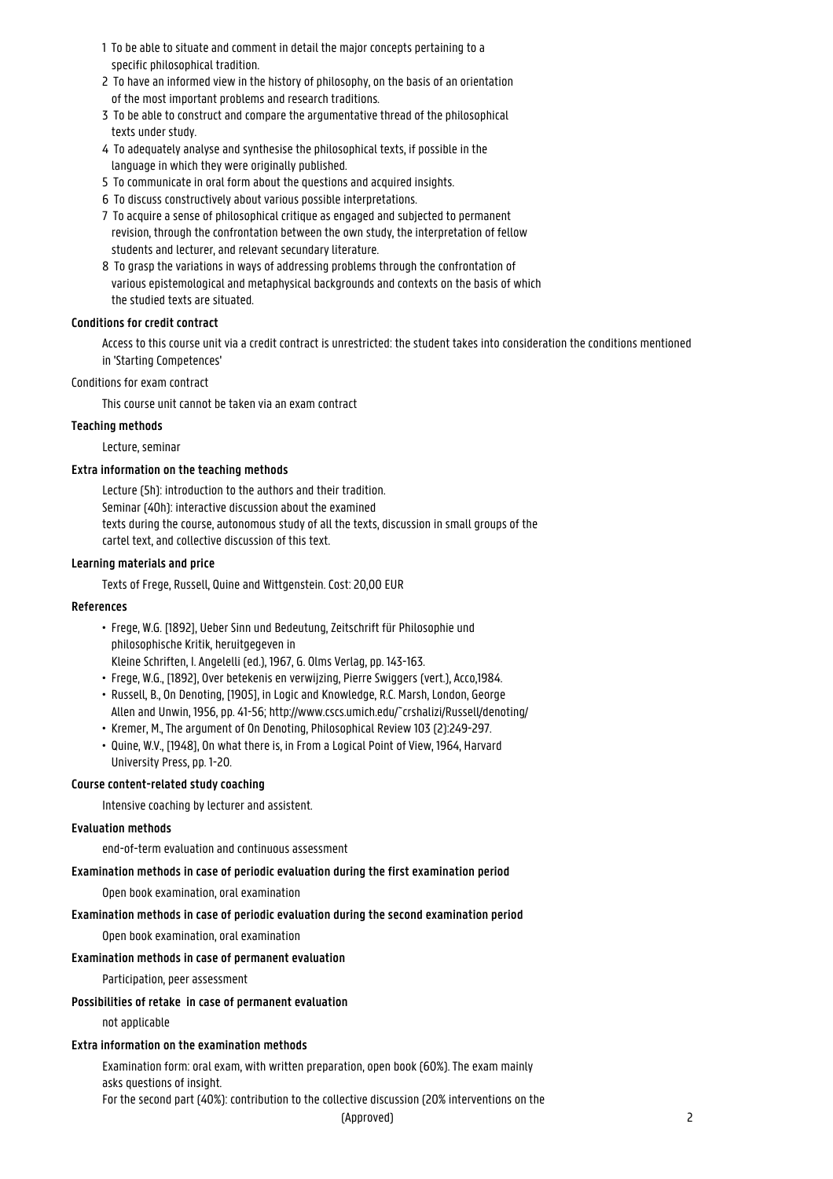1. To be able to situate and comment in detail the major concepts pertaining to a specific philosophical tradition.
2. To have an informed view in the history of philosophy, on the basis of an orientation of the most important problems and research traditions.
3. To be able to construct and compare the argumentative thread of the philosophical texts under study.
4. To adequately analyse and synthesise the philosophical texts, if possible in the language in which they were originally published.
5. To communicate in oral form about the questions and acquired insights.
6. To discuss constructively about various possible interpretations.
7. To acquire a sense of philosophical critique as engaged and subjected to permanent revision, through the confrontation between the own study, the interpretation of fellow students and lecturer, and relevant secundary literature.
8. To grasp the variations in ways of addressing problems through the confrontation of various epistemological and metaphysical backgrounds and contexts on the basis of which the studied texts are situated.

**Conditions for credit contract**

Access to this course unit via a credit contract is unrestricted: the student takes into consideration the conditions mentioned in 'Starting Competences'

Conditions for exam contract

This course unit cannot be taken via an exam contract

**Teaching methods**

Lecture, seminar

**Extra information on the teaching methods**

Lecture (5h): introduction to the authors and their tradition.
Seminar (40h): interactive discussion about the examined texts during the course, autonomous study of all the texts, discussion in small groups of the cartel text, and collective discussion of this text.

**Learning materials and price**

Texts of Frege, Russell, Quine and Wittgenstein. Cost: 20,00 EUR

**References**

- Frege, W.G. [1892], Ueber Sinn und Bedeutung, Zeitschrift für Philosophie und philosophische Kritik, heruitgegeven in Kleine Schriften, I. Angelelli (ed.), 1967, G. Olms Verlag, pp. 143-163.
- Frege, W.G., [1892], Over betekenis en verwijzing, Pierre Swiggers (vert.), Acco,1984.
- Russell, B., On Denoting, [1905], in Logic and Knowledge, R.C. Marsh, London, George Allen and Unwin, 1956, pp. 41-56; http://www.cscs.umich.edu/~crshalizi/Russell/denoting/
- Kremer, M., The argument of On Denoting, Philosophical Review 103 (2):249-297.
- Quine, W.V., [1948], On what there is, in From a Logical Point of View, 1964, Harvard University Press, pp. 1-20.

**Course content-related study coaching**

Intensive coaching by lecturer and assistent.

**Evaluation methods**

end-of-term evaluation and continuous assessment

**Examination methods in case of periodic evaluation during the first examination period**

Open book examination, oral examination

**Examination methods in case of periodic evaluation during the second examination period**

Open book examination, oral examination

**Examination methods in case of permanent evaluation**

Participation, peer assessment

**Possibilities of retake in case of permanent evaluation**

not applicable

**Extra information on the examination methods**

Examination form: oral exam, with written preparation, open book (60%). The exam mainly asks questions of insight.
For the second part (40%): contribution to the collective discussion (20% interventions on the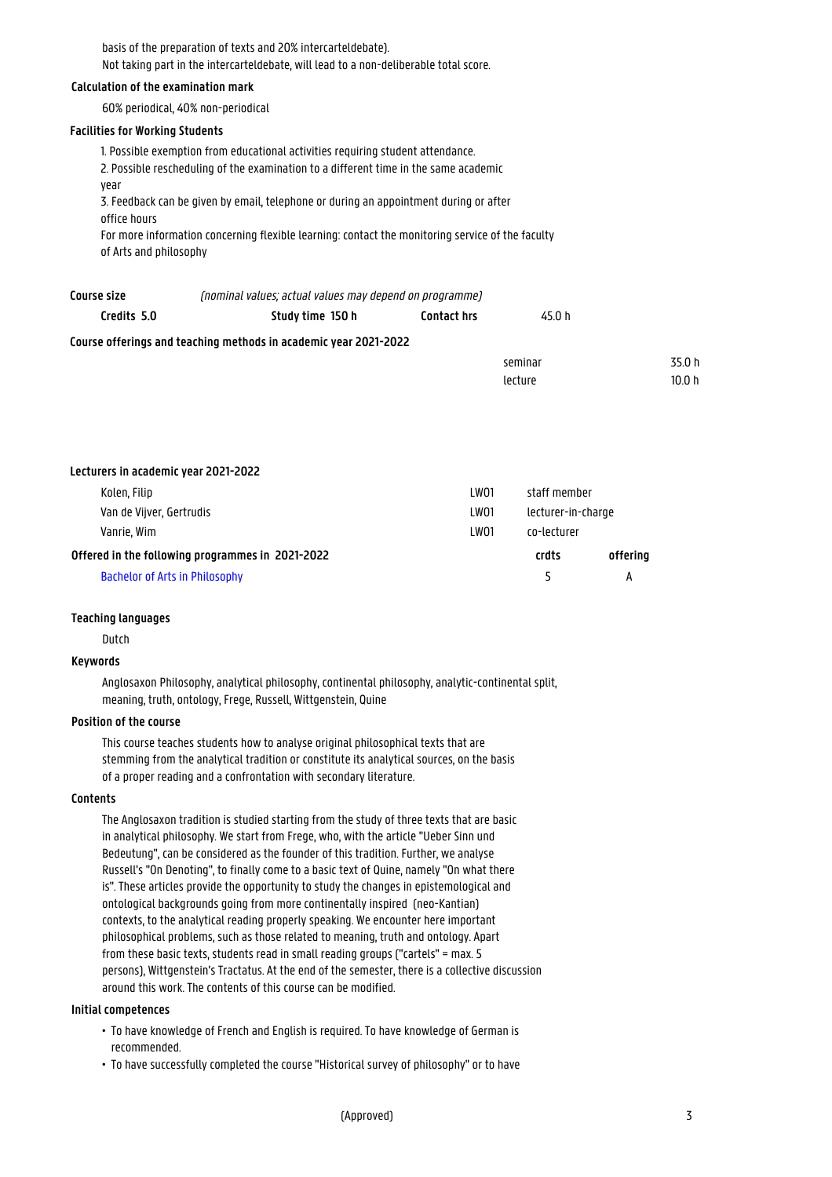basis of the preparation of texts and 20% intercarteldebate).
Not taking part in the intercarteldebate, will lead to a non-deliberable total score.

### Calculation of the examination mark

60% periodical, 40% non-periodical

### Facilities for Working Students

1. Possible exemption from educational activities requiring student attendance.
2. Possible rescheduling of the examination to a different time in the same academic year
3. Feedback can be given by email, telephone or during an appointment during or after office hours

For more information concerning flexible learning: contact the monitoring service of the faculty of Arts and philosophy

### Course size

*(nominal values; actual values may depend on programme)*

| Credits 5.0 | Study time 150 h | Contact hrs | 45.0 h |
|---|---|---|---|

### Course offerings and teaching methods in academic year 2021-2022

| | |
|---|---|
| seminar | 35.0 h |
| lecture | 10.0 h |

### Lecturers in academic year 2021-2022

| | | |
|---|---|---|
| Kolen, Filip | LW01 | staff member |
| Van de Vijver, Gertrudis | LW01 | lecturer-in-charge |
| Vanrie, Wim | LW01 | co-lecturer |

### Offered in the following programmes in 2021-2022

| | crdts | offering |
|---|---|---|
| Bachelor of Arts in Philosophy | 5 | A |

### Teaching languages

Dutch

### Keywords

Anglosaxon Philosophy, analytical philosophy, continental philosophy, analytic-continental split, meaning, truth, ontology, Frege, Russell, Wittgenstein, Quine

### Position of the course

This course teaches students how to analyse original philosophical texts that are stemming from the analytical tradition or constitute its analytical sources, on the basis of a proper reading and a confrontation with secondary literature.

### Contents

The Anglosaxon tradition is studied starting from the study of three texts that are basic in analytical philosophy. We start from Frege, who, with the article "Ueber Sinn und Bedeutung", can be considered as the founder of this tradition. Further, we analyse Russell's "On Denoting", to finally come to a basic text of Quine, namely "On what there is". These articles provide the opportunity to study the changes in epistemological and ontological backgrounds going from more continentally inspired (neo-Kantian) contexts, to the analytical reading properly speaking. We encounter here important philosophical problems, such as those related to meaning, truth and ontology. Apart from these basic texts, students read in small reading groups ("cartels" = max. 5 persons), Wittgenstein's Tractatus. At the end of the semester, there is a collective discussion around this work. The contents of this course can be modified.

### Initial competences

- To have knowledge of French and English is required. To have knowledge of German is recommended.
- To have successfully completed the course "Historical survey of philosophy" or to have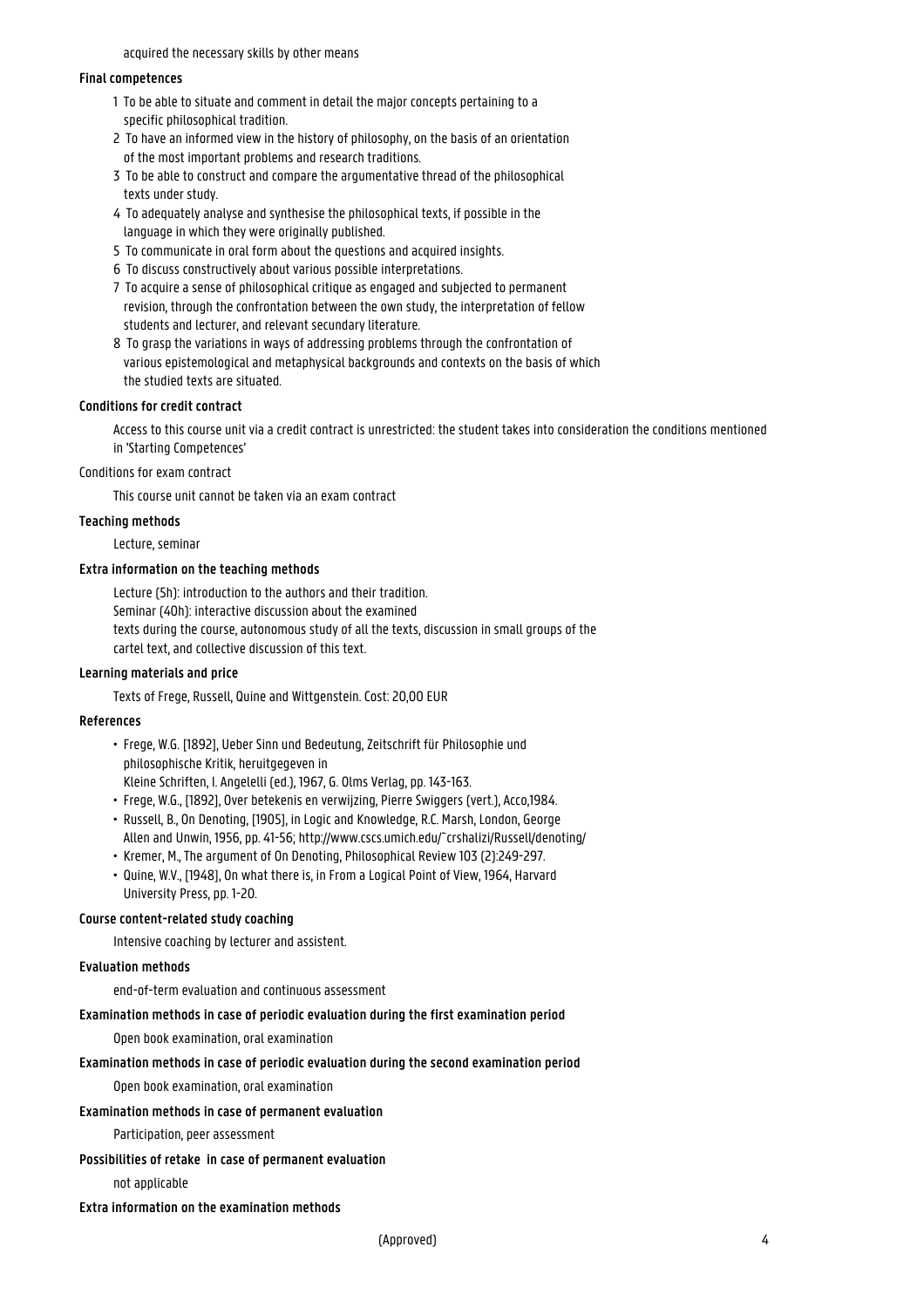acquired the necessary skills by other means

**Final competences**

1 To be able to situate and comment in detail the major concepts pertaining to a specific philosophical tradition.
2 To have an informed view in the history of philosophy, on the basis of an orientation of the most important problems and research traditions.
3 To be able to construct and compare the argumentative thread of the philosophical texts under study.
4 To adequately analyse and synthesise the philosophical texts, if possible in the language in which they were originally published.
5 To communicate in oral form about the questions and acquired insights.
6 To discuss constructively about various possible interpretations.
7 To acquire a sense of philosophical critique as engaged and subjected to permanent revision, through the confrontation between the own study, the interpretation of fellow students and lecturer, and relevant secundary literature.
8 To grasp the variations in ways of addressing problems through the confrontation of various epistemological and metaphysical backgrounds and contexts on the basis of which the studied texts are situated.

**Conditions for credit contract**

Access to this course unit via a credit contract is unrestricted: the student takes into consideration the conditions mentioned in 'Starting Competences'

Conditions for exam contract

This course unit cannot be taken via an exam contract

**Teaching methods**

Lecture, seminar

**Extra information on the teaching methods**

Lecture (5h): introduction to the authors and their tradition.
Seminar (40h): interactive discussion about the examined texts during the course, autonomous study of all the texts, discussion in small groups of the cartel text, and collective discussion of this text.

**Learning materials and price**

Texts of Frege, Russell, Quine and Wittgenstein. Cost: 20,00 EUR

**References**

- Frege, W.G. [1892], Ueber Sinn und Bedeutung, Zeitschrift für Philosophie und philosophische Kritik, heruitgegeven in Kleine Schriften, I. Angelelli (ed.), 1967, G. Olms Verlag, pp. 143-163.
- Frege, W.G., [1892], Over betekenis en verwijzing, Pierre Swiggers (vert.), Acco,1984.
- Russell, B., On Denoting, [1905], in Logic and Knowledge, R.C. Marsh, London, George Allen and Unwin, 1956, pp. 41-56; http://www.cscs.umich.edu/~crshalizi/Russell/denoting/
- Kremer, M., The argument of On Denoting, Philosophical Review 103 (2):249-297.
- Quine, W.V., [1948], On what there is, in From a Logical Point of View, 1964, Harvard University Press, pp. 1-20.

**Course content-related study coaching**

Intensive coaching by lecturer and assistent.

**Evaluation methods**

end-of-term evaluation and continuous assessment

**Examination methods in case of periodic evaluation during the first examination period**

Open book examination, oral examination

**Examination methods in case of periodic evaluation during the second examination period**

Open book examination, oral examination

**Examination methods in case of permanent evaluation**

Participation, peer assessment

**Possibilities of retake in case of permanent evaluation**

not applicable

**Extra information on the examination methods**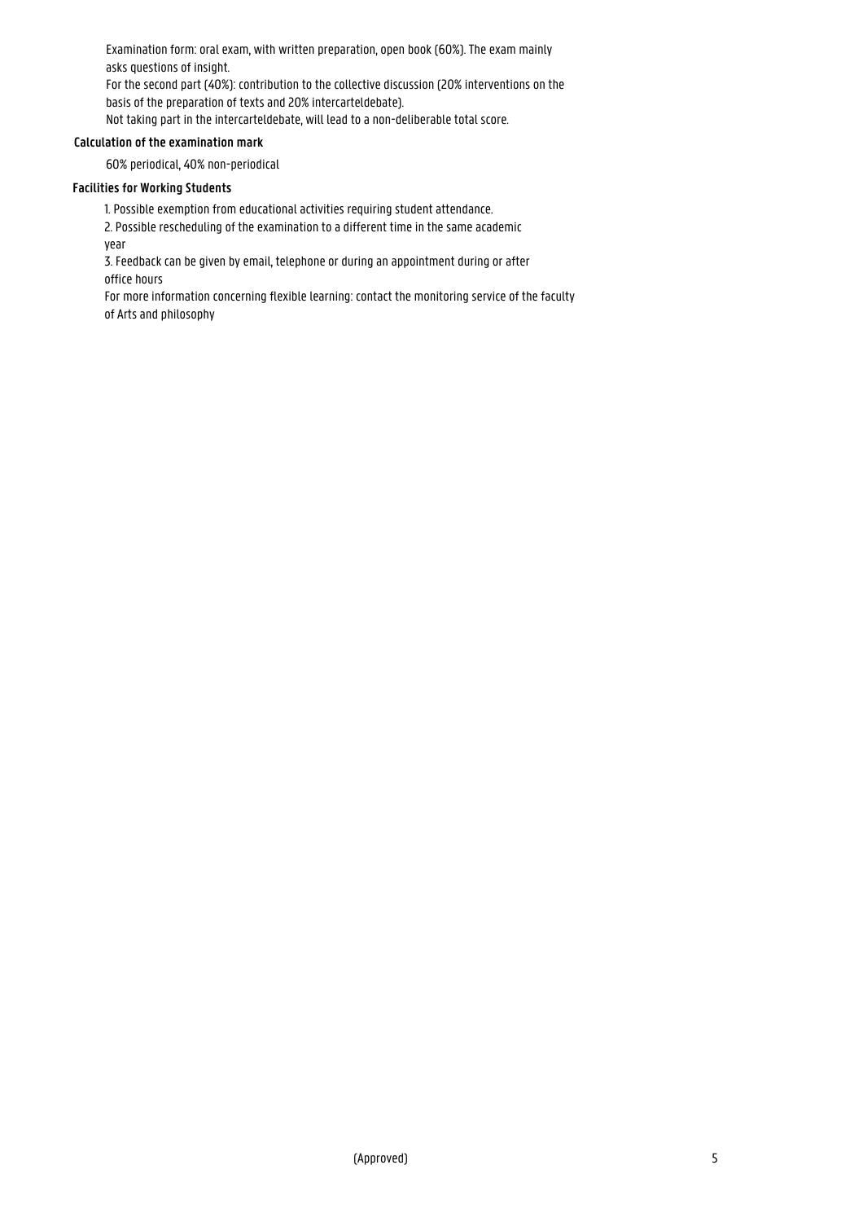Examination form: oral exam, with written preparation, open book (60%). The exam mainly asks questions of insight.

For the second part (40%): contribution to the collective discussion (20% interventions on the basis of the preparation of texts and 20% intercarteldebate).

Not taking part in the intercarteldebate, will lead to a non-deliberable total score.

**Calculation of the examination mark**

60% periodical, 40% non-periodical

**Facilities for Working Students**

1. Possible exemption from educational activities requiring student attendance.
2. Possible rescheduling of the examination to a different time in the same academic year
3. Feedback can be given by email, telephone or during an appointment during or after office hours

For more information concerning flexible learning: contact the monitoring service of the faculty of Arts and philosophy